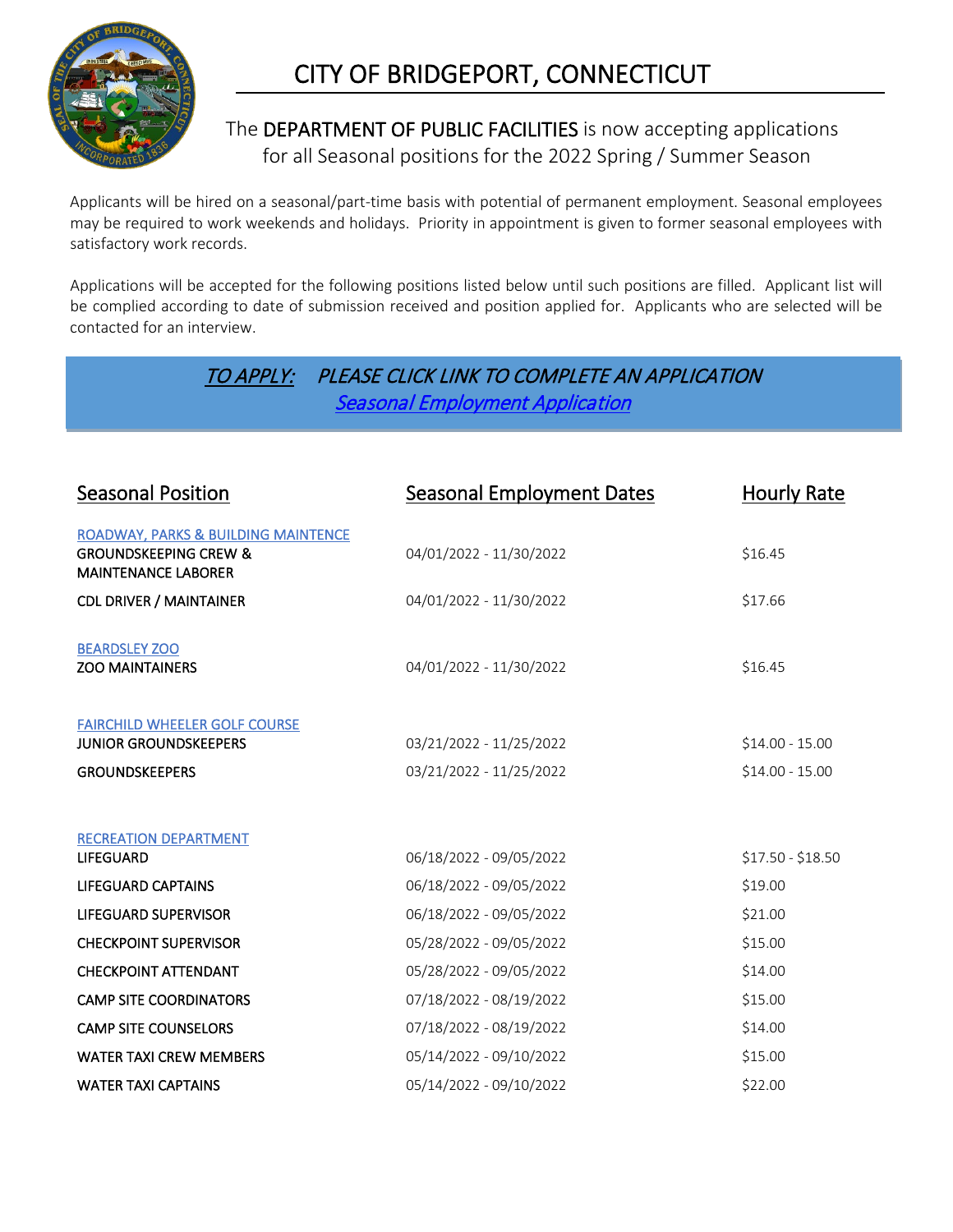# CITY OF BRIDGEPORT, CONNECTICUT

## The DEPARTMENT OF PUBLIC FACILITIES is now accepting applications for all Seasonal positions for the 2022 Spring / Summer Season

Applicants will be hired on a seasonal/part-time basis with potential of permanent employment. Seasonal employees may be required to work weekends and holidays. Priority in appointment is given to former seasonal employees with satisfactory work records.

Applications will be accepted for the following positions listed below until such positions are filled. Applicant list will be complied according to date of submission received and position applied for. Applicants who are selected will be contacted for an interview.

***TO APPLY:*** ***PLEASE CLICK LINK TO COMPLETE AN APPLICATION***
*Seasonal Employment Application*

| Seasonal Position | Seasonal Employment Dates | Hourly Rate |
| --- | --- | --- |
| ROADWAY, PARKS & BUILDING MAINTENCE | | |
| **GROUNDSKEEPING CREW & MAINTENANCE LABORER** | 04/01/2022 - 11/30/2022 | $16.45 |
| **CDL DRIVER / MAINTAINER** | 04/01/2022 - 11/30/2022 | $17.66 |
| BEARDSLEY ZOO | | |
| **ZOO MAINTAINERS** | 04/01/2022 - 11/30/2022 | $16.45 |
| FAIRCHILD WHEELER GOLF COURSE | | |
| **JUNIOR GROUNDSKEEPERS** | 03/21/2022 - 11/25/2022 | $14.00 - 15.00 |
| **GROUNDSKEEPERS** | 03/21/2022 - 11/25/2022 | $14.00 - 15.00 |
| RECREATION DEPARTMENT | | |
| **LIFEGUARD** | 06/18/2022 - 09/05/2022 | $17.50 - $18.50 |
| **LIFEGUARD CAPTAINS** | 06/18/2022 - 09/05/2022 | $19.00 |
| **LIFEGUARD SUPERVISOR** | 06/18/2022 - 09/05/2022 | $21.00 |
| **CHECKPOINT SUPERVISOR** | 05/28/2022 - 09/05/2022 | $15.00 |
| **CHECKPOINT ATTENDANT** | 05/28/2022 - 09/05/2022 | $14.00 |
| **CAMP SITE COORDINATORS** | 07/18/2022 - 08/19/2022 | $15.00 |
| **CAMP SITE COUNSELORS** | 07/18/2022 - 08/19/2022 | $14.00 |
| **WATER TAXI CREW MEMBERS** | 05/14/2022 - 09/10/2022 | $15.00 |
| **WATER TAXI CAPTAINS** | 05/14/2022 - 09/10/2022 | $22.00 |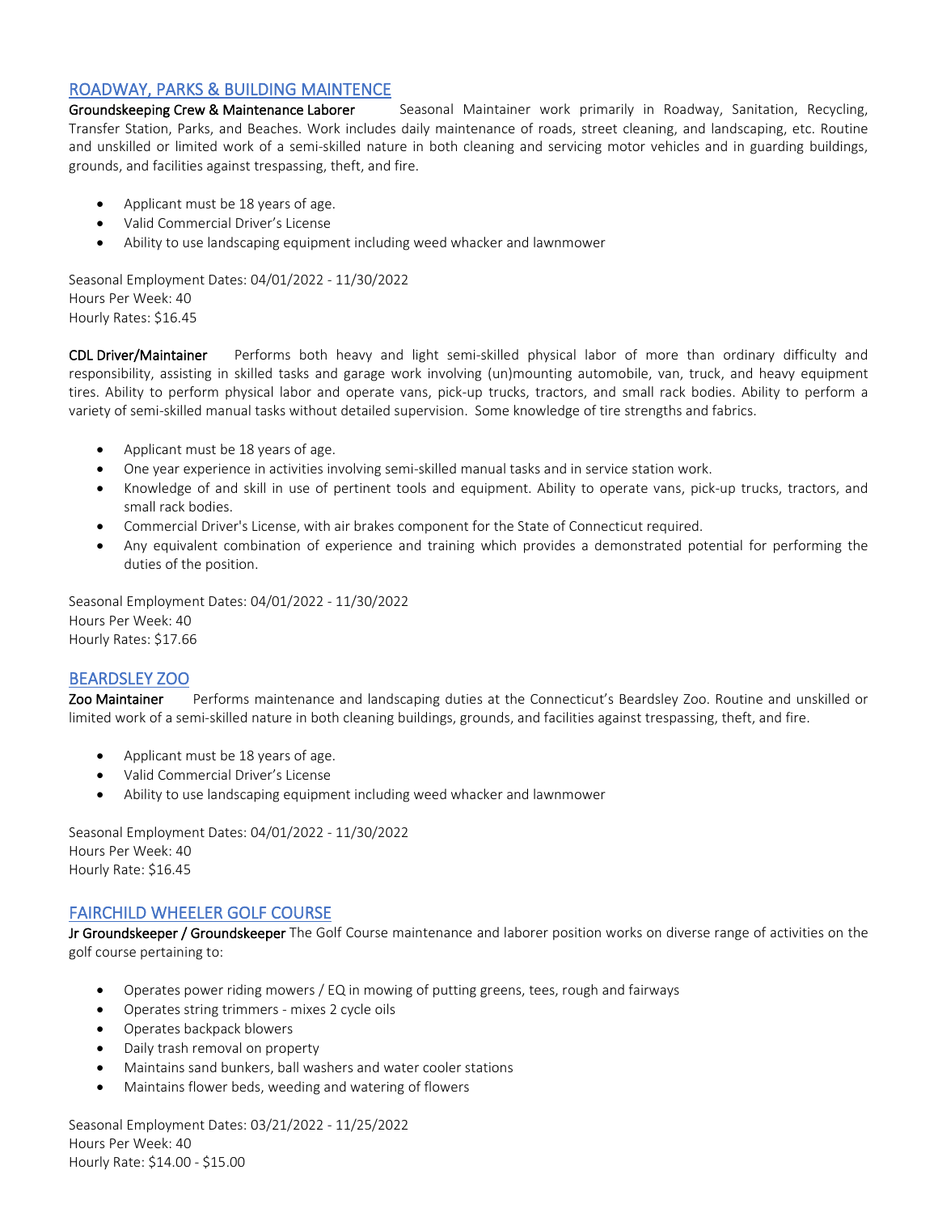## ROADWAY, PARKS & BUILDING MAINTENCE

**Groundskeeping Crew & Maintenance Laborer** Seasonal Maintainer work primarily in Roadway, Sanitation, Recycling, Transfer Station, Parks, and Beaches. Work includes daily maintenance of roads, street cleaning, and landscaping, etc. Routine and unskilled or limited work of a semi-skilled nature in both cleaning and servicing motor vehicles and in guarding buildings, grounds, and facilities against trespassing, theft, and fire.

- Applicant must be 18 years of age.
- Valid Commercial Driver's License
- Ability to use landscaping equipment including weed whacker and lawnmower

Seasonal Employment Dates: 04/01/2022 - 11/30/2022
Hours Per Week: 40
Hourly Rates: $16.45

**CDL Driver/Maintainer** Performs both heavy and light semi-skilled physical labor of more than ordinary difficulty and responsibility, assisting in skilled tasks and garage work involving (un)mounting automobile, van, truck, and heavy equipment tires. Ability to perform physical labor and operate vans, pick-up trucks, tractors, and small rack bodies. Ability to perform a variety of semi-skilled manual tasks without detailed supervision. Some knowledge of tire strengths and fabrics.

- Applicant must be 18 years of age.
- One year experience in activities involving semi-skilled manual tasks and in service station work.
- Knowledge of and skill in use of pertinent tools and equipment. Ability to operate vans, pick-up trucks, tractors, and small rack bodies.
- Commercial Driver's License, with air brakes component for the State of Connecticut required.
- Any equivalent combination of experience and training which provides a demonstrated potential for performing the duties of the position.

Seasonal Employment Dates: 04/01/2022 - 11/30/2022
Hours Per Week: 40
Hourly Rates: $17.66

## BEARDSLEY ZOO

**Zoo Maintainer** Performs maintenance and landscaping duties at the Connecticut's Beardsley Zoo. Routine and unskilled or limited work of a semi-skilled nature in both cleaning buildings, grounds, and facilities against trespassing, theft, and fire.

- Applicant must be 18 years of age.
- Valid Commercial Driver's License
- Ability to use landscaping equipment including weed whacker and lawnmower

Seasonal Employment Dates: 04/01/2022 - 11/30/2022
Hours Per Week: 40
Hourly Rate: $16.45

## FAIRCHILD WHEELER GOLF COURSE

**Jr Groundskeeper / Groundskeeper** The Golf Course maintenance and laborer position works on diverse range of activities on the golf course pertaining to:

- Operates power riding mowers / EQ in mowing of putting greens, tees, rough and fairways
- Operates string trimmers - mixes 2 cycle oils
- Operates backpack blowers
- Daily trash removal on property
- Maintains sand bunkers, ball washers and water cooler stations
- Maintains flower beds, weeding and watering of flowers

Seasonal Employment Dates: 03/21/2022 - 11/25/2022
Hours Per Week: 40
Hourly Rate: $14.00 - $15.00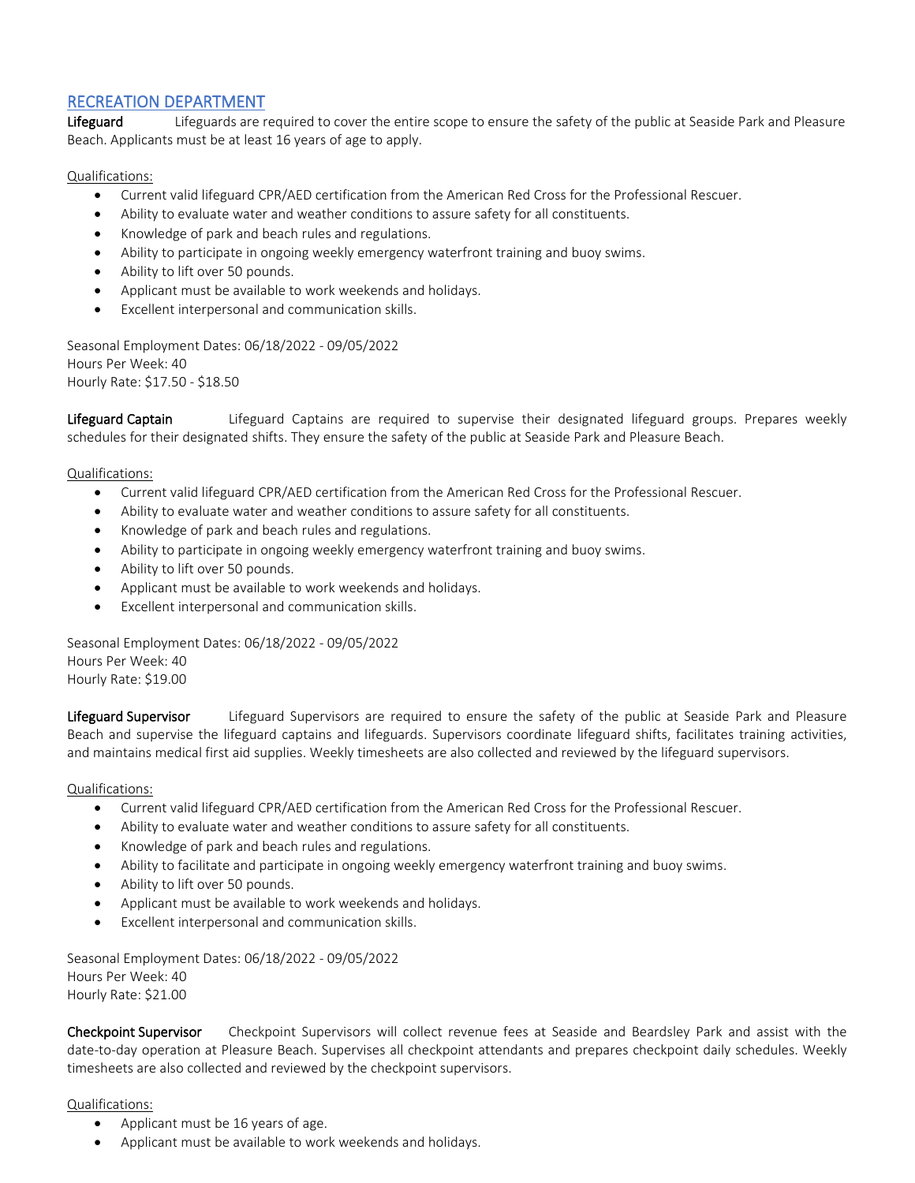## RECREATION DEPARTMENT

**Lifeguard** Lifeguards are required to cover the entire scope to ensure the safety of the public at Seaside Park and Pleasure Beach. Applicants must be at least 16 years of age to apply.

Qualifications:

- Current valid lifeguard CPR/AED certification from the American Red Cross for the Professional Rescuer.
- Ability to evaluate water and weather conditions to assure safety for all constituents.
- Knowledge of park and beach rules and regulations.
- Ability to participate in ongoing weekly emergency waterfront training and buoy swims.
- Ability to lift over 50 pounds.
- Applicant must be available to work weekends and holidays.
- Excellent interpersonal and communication skills.

Seasonal Employment Dates: 06/18/2022 - 09/05/2022
Hours Per Week: 40
Hourly Rate: $17.50 - $18.50

**Lifeguard Captain** Lifeguard Captains are required to supervise their designated lifeguard groups. Prepares weekly schedules for their designated shifts. They ensure the safety of the public at Seaside Park and Pleasure Beach.

Qualifications:

- Current valid lifeguard CPR/AED certification from the American Red Cross for the Professional Rescuer.
- Ability to evaluate water and weather conditions to assure safety for all constituents.
- Knowledge of park and beach rules and regulations.
- Ability to participate in ongoing weekly emergency waterfront training and buoy swims.
- Ability to lift over 50 pounds.
- Applicant must be available to work weekends and holidays.
- Excellent interpersonal and communication skills.

Seasonal Employment Dates: 06/18/2022 - 09/05/2022
Hours Per Week: 40
Hourly Rate: $19.00

**Lifeguard Supervisor** Lifeguard Supervisors are required to ensure the safety of the public at Seaside Park and Pleasure Beach and supervise the lifeguard captains and lifeguards. Supervisors coordinate lifeguard shifts, facilitates training activities, and maintains medical first aid supplies. Weekly timesheets are also collected and reviewed by the lifeguard supervisors.

Qualifications:

- Current valid lifeguard CPR/AED certification from the American Red Cross for the Professional Rescuer.
- Ability to evaluate water and weather conditions to assure safety for all constituents.
- Knowledge of park and beach rules and regulations.
- Ability to facilitate and participate in ongoing weekly emergency waterfront training and buoy swims.
- Ability to lift over 50 pounds.
- Applicant must be available to work weekends and holidays.
- Excellent interpersonal and communication skills.

Seasonal Employment Dates: 06/18/2022 - 09/05/2022
Hours Per Week: 40
Hourly Rate: $21.00

**Checkpoint Supervisor** Checkpoint Supervisors will collect revenue fees at Seaside and Beardsley Park and assist with the date-to-day operation at Pleasure Beach. Supervises all checkpoint attendants and prepares checkpoint daily schedules. Weekly timesheets are also collected and reviewed by the checkpoint supervisors.

Qualifications:

- Applicant must be 16 years of age.
- Applicant must be available to work weekends and holidays.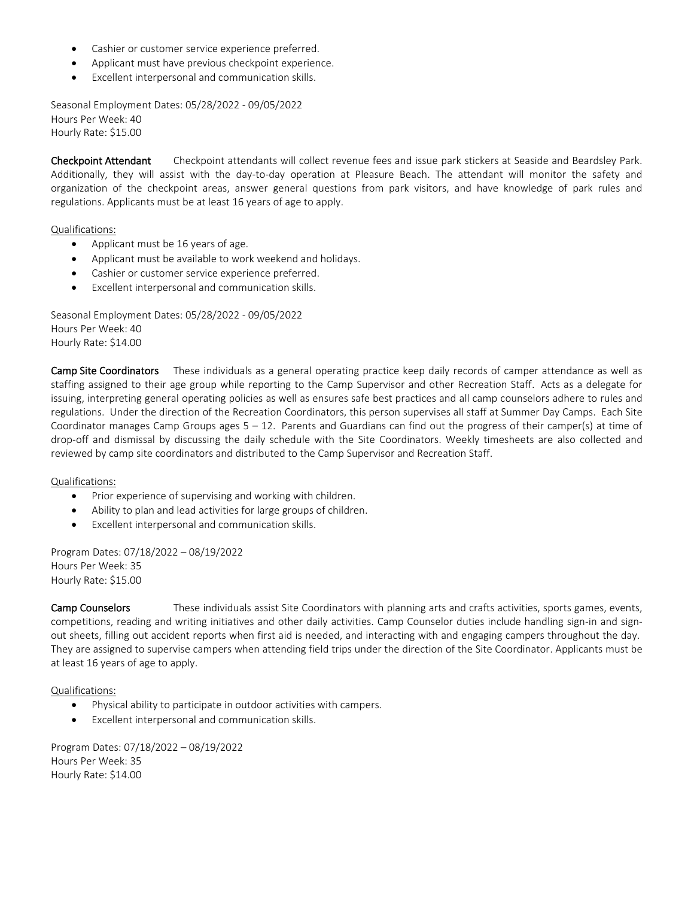- Cashier or customer service experience preferred.
- Applicant must have previous checkpoint experience.
- Excellent interpersonal and communication skills.

Seasonal Employment Dates: 05/28/2022 - 09/05/2022
Hours Per Week: 40
Hourly Rate: $15.00

**Checkpoint Attendant** Checkpoint attendants will collect revenue fees and issue park stickers at Seaside and Beardsley Park. Additionally, they will assist with the day-to-day operation at Pleasure Beach. The attendant will monitor the safety and organization of the checkpoint areas, answer general questions from park visitors, and have knowledge of park rules and regulations. Applicants must be at least 16 years of age to apply.

Qualifications:

- Applicant must be 16 years of age.
- Applicant must be available to work weekend and holidays.
- Cashier or customer service experience preferred.
- Excellent interpersonal and communication skills.

Seasonal Employment Dates: 05/28/2022 - 09/05/2022
Hours Per Week: 40
Hourly Rate: $14.00

**Camp Site Coordinators** These individuals as a general operating practice keep daily records of camper attendance as well as staffing assigned to their age group while reporting to the Camp Supervisor and other Recreation Staff. Acts as a delegate for issuing, interpreting general operating policies as well as ensures safe best practices and all camp counselors adhere to rules and regulations. Under the direction of the Recreation Coordinators, this person supervises all staff at Summer Day Camps. Each Site Coordinator manages Camp Groups ages 5 – 12. Parents and Guardians can find out the progress of their camper(s) at time of drop-off and dismissal by discussing the daily schedule with the Site Coordinators. Weekly timesheets are also collected and reviewed by camp site coordinators and distributed to the Camp Supervisor and Recreation Staff.

Qualifications:

- Prior experience of supervising and working with children.
- Ability to plan and lead activities for large groups of children.
- Excellent interpersonal and communication skills.

Program Dates: 07/18/2022 – 08/19/2022
Hours Per Week: 35
Hourly Rate: $15.00

**Camp Counselors** These individuals assist Site Coordinators with planning arts and crafts activities, sports games, events, competitions, reading and writing initiatives and other daily activities. Camp Counselor duties include handling sign-in and sign-out sheets, filling out accident reports when first aid is needed, and interacting with and engaging campers throughout the day. They are assigned to supervise campers when attending field trips under the direction of the Site Coordinator. Applicants must be at least 16 years of age to apply.

Qualifications:

- Physical ability to participate in outdoor activities with campers.
- Excellent interpersonal and communication skills.

Program Dates: 07/18/2022 – 08/19/2022
Hours Per Week: 35
Hourly Rate: $14.00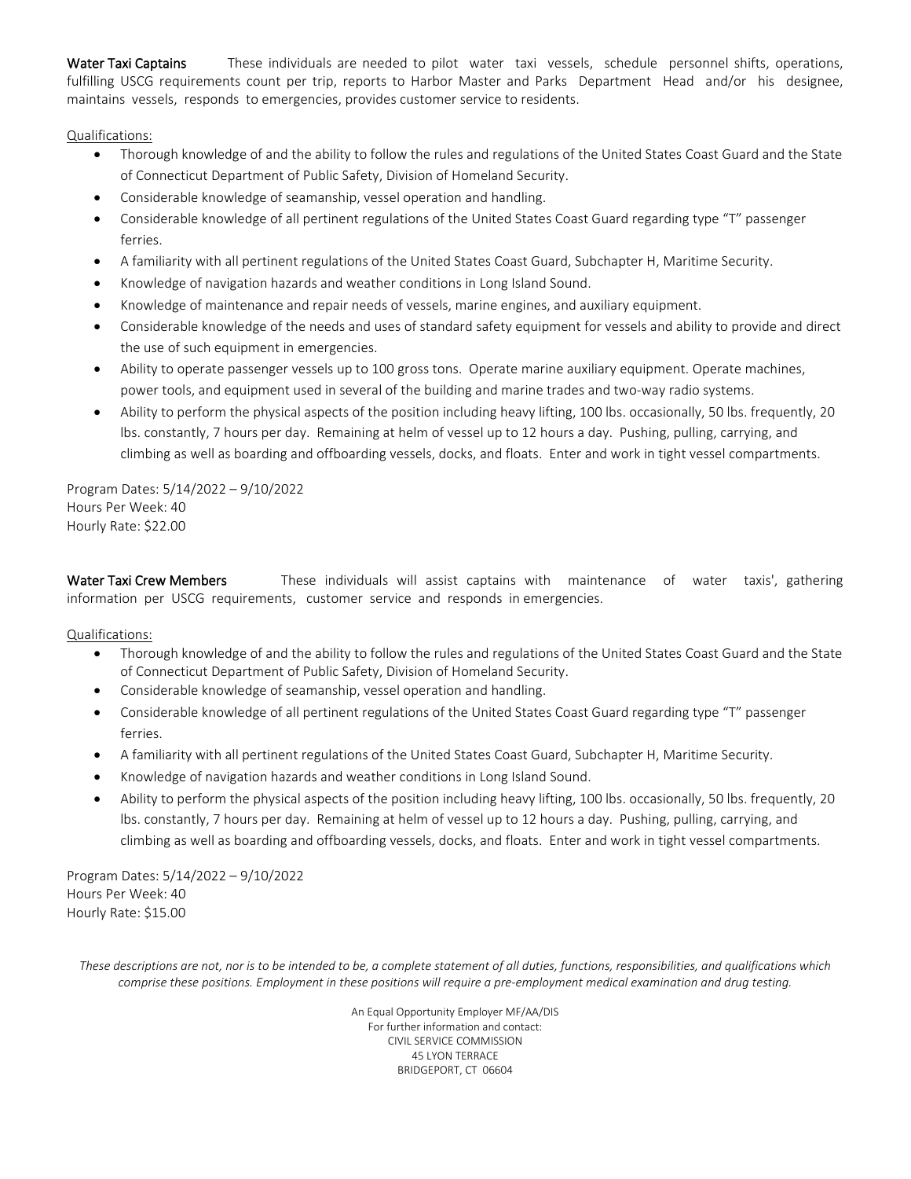**Water Taxi Captains** These individuals are needed to pilot water taxi vessels, schedule personnel shifts, operations, fulfilling USCG requirements count per trip, reports to Harbor Master and Parks Department Head and/or his designee, maintains vessels, responds to emergencies, provides customer service to residents.

Qualifications:

- Thorough knowledge of and the ability to follow the rules and regulations of the United States Coast Guard and the State of Connecticut Department of Public Safety, Division of Homeland Security.
- Considerable knowledge of seamanship, vessel operation and handling.
- Considerable knowledge of all pertinent regulations of the United States Coast Guard regarding type "T" passenger ferries.
- A familiarity with all pertinent regulations of the United States Coast Guard, Subchapter H, Maritime Security.
- Knowledge of navigation hazards and weather conditions in Long Island Sound.
- Knowledge of maintenance and repair needs of vessels, marine engines, and auxiliary equipment.
- Considerable knowledge of the needs and uses of standard safety equipment for vessels and ability to provide and direct the use of such equipment in emergencies.
- Ability to operate passenger vessels up to 100 gross tons. Operate marine auxiliary equipment. Operate machines, power tools, and equipment used in several of the building and marine trades and two-way radio systems.
- Ability to perform the physical aspects of the position including heavy lifting, 100 lbs. occasionally, 50 lbs. frequently, 20 lbs. constantly, 7 hours per day. Remaining at helm of vessel up to 12 hours a day. Pushing, pulling, carrying, and climbing as well as boarding and offboarding vessels, docks, and floats. Enter and work in tight vessel compartments.

Program Dates: 5/14/2022 – 9/10/2022
Hours Per Week: 40
Hourly Rate: $22.00

**Water Taxi Crew Members** These individuals will assist captains with maintenance of water taxis', gathering information per USCG requirements, customer service and responds in emergencies.

Qualifications:

- Thorough knowledge of and the ability to follow the rules and regulations of the United States Coast Guard and the State of Connecticut Department of Public Safety, Division of Homeland Security.
- Considerable knowledge of seamanship, vessel operation and handling.
- Considerable knowledge of all pertinent regulations of the United States Coast Guard regarding type "T" passenger ferries.
- A familiarity with all pertinent regulations of the United States Coast Guard, Subchapter H, Maritime Security.
- Knowledge of navigation hazards and weather conditions in Long Island Sound.
- Ability to perform the physical aspects of the position including heavy lifting, 100 lbs. occasionally, 50 lbs. frequently, 20 lbs. constantly, 7 hours per day. Remaining at helm of vessel up to 12 hours a day. Pushing, pulling, carrying, and climbing as well as boarding and offboarding vessels, docks, and floats. Enter and work in tight vessel compartments.

Program Dates: 5/14/2022 – 9/10/2022
Hours Per Week: 40
Hourly Rate: $15.00

*These descriptions are not, nor is to be intended to be, a complete statement of all duties, functions, responsibilities, and qualifications which comprise these positions. Employment in these positions will require a pre-employment medical examination and drug testing.*

An Equal Opportunity Employer MF/AA/DIS
For further information and contact:
CIVIL SERVICE COMMISSION
45 LYON TERRACE
BRIDGEPORT, CT 06604